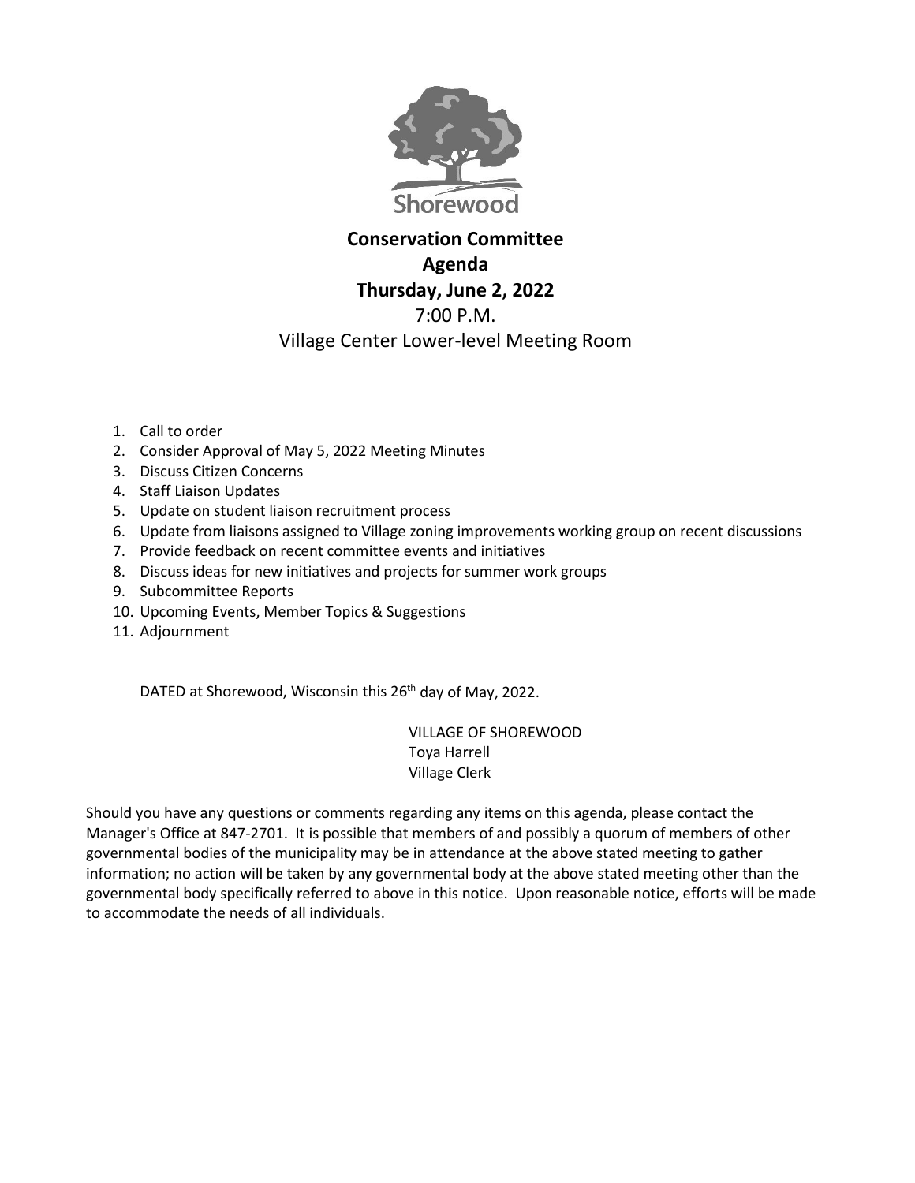Shorewood

# Conservation Committee
# Agenda
# Thursday, June 2, 2022

7:00 P.M.

Village Center Lower-level Meeting Room

1. Call to order
2. Consider Approval of May 5, 2022 Meeting Minutes
3. Discuss Citizen Concerns
4. Staff Liaison Updates
5. Update on student liaison recruitment process
6. Update from liaisons assigned to Village zoning improvements working group on recent discussions
7. Provide feedback on recent committee events and initiatives
8. Discuss ideas for new initiatives and projects for summer work groups
9. Subcommittee Reports
10. Upcoming Events, Member Topics & Suggestions
11. Adjournment

DATED at Shorewood, Wisconsin this 26th day of May, 2022.

VILLAGE OF SHOREWOOD
Toya Harrell
Village Clerk

Should you have any questions or comments regarding any items on this agenda, please contact the Manager's Office at 847-2701. It is possible that members of and possibly a quorum of members of other governmental bodies of the municipality may be in attendance at the above stated meeting to gather information; no action will be taken by any governmental body at the above stated meeting other than the governmental body specifically referred to above in this notice. Upon reasonable notice, efforts will be made to accommodate the needs of all individuals.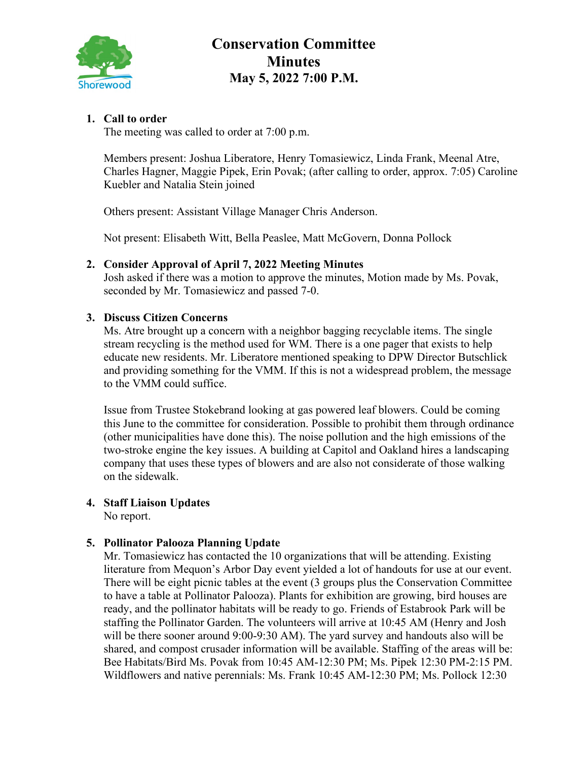# Conservation Committee
# Minutes
# May 5, 2022 7:00 P.M.

1. **Call to order**
   The meeting was called to order at 7:00 p.m.

   Members present: Joshua Liberatore, Henry Tomasiewicz, Linda Frank, Meenal Atre, Charles Hagner, Maggie Pipek, Erin Povak; (after calling to order, approx. 7:05) Caroline Kuebler and Natalia Stein joined

   Others present: Assistant Village Manager Chris Anderson.

   Not present: Elisabeth Witt, Bella Peaslee, Matt McGovern, Donna Pollock

2. **Consider Approval of April 7, 2022 Meeting Minutes**
   Josh asked if there was a motion to approve the minutes, Motion made by Ms. Povak, seconded by Mr. Tomasiewicz and passed 7-0.

3. **Discuss Citizen Concerns**
   Ms. Atre brought up a concern with a neighbor bagging recyclable items. The single stream recycling is the method used for WM. There is a one pager that exists to help educate new residents. Mr. Liberatore mentioned speaking to DPW Director Butschlick and providing something for the VMM. If this is not a widespread problem, the message to the VMM could suffice.

   Issue from Trustee Stokebrand looking at gas powered leaf blowers. Could be coming this June to the committee for consideration. Possible to prohibit them through ordinance (other municipalities have done this). The noise pollution and the high emissions of the two-stroke engine the key issues. A building at Capitol and Oakland hires a landscaping company that uses these types of blowers and are also not considerate of those walking on the sidewalk.

4. **Staff Liaison Updates**
   No report.

5. **Pollinator Palooza Planning Update**
   Mr. Tomasiewicz has contacted the 10 organizations that will be attending. Existing literature from Mequon's Arbor Day event yielded a lot of handouts for use at our event. There will be eight picnic tables at the event (3 groups plus the Conservation Committee to have a table at Pollinator Palooza). Plants for exhibition are growing, bird houses are ready, and the pollinator habitats will be ready to go. Friends of Estabrook Park will be staffing the Pollinator Garden. The volunteers will arrive at 10:45 AM (Henry and Josh will be there sooner around 9:00-9:30 AM). The yard survey and handouts also will be shared, and compost crusader information will be available. Staffing of the areas will be: Bee Habitats/Bird Ms. Povak from 10:45 AM-12:30 PM; Ms. Pipek 12:30 PM-2:15 PM. Wildflowers and native perennials: Ms. Frank 10:45 AM-12:30 PM; Ms. Pollock 12:30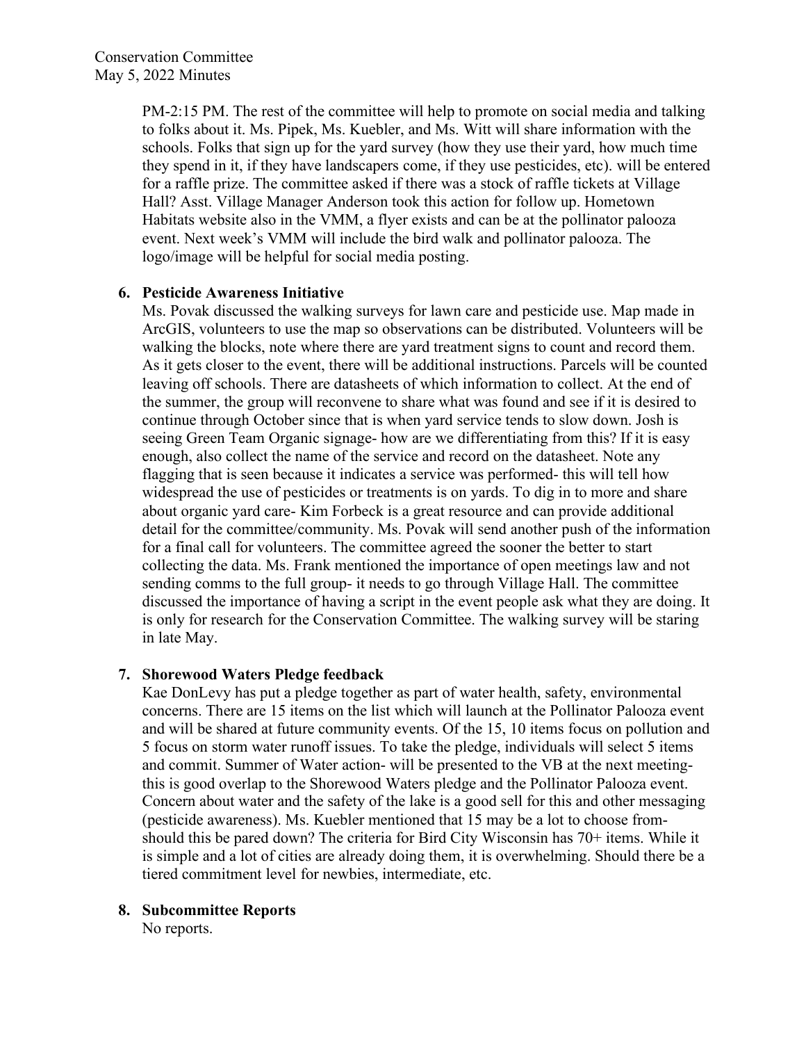PM-2:15 PM. The rest of the committee will help to promote on social media and talking to folks about it. Ms. Pipek, Ms. Kuebler, and Ms. Witt will share information with the schools. Folks that sign up for the yard survey (how they use their yard, how much time they spend in it, if they have landscapers come, if they use pesticides, etc). will be entered for a raffle prize. The committee asked if there was a stock of raffle tickets at Village Hall? Asst. Village Manager Anderson took this action for follow up. Hometown Habitats website also in the VMM, a flyer exists and can be at the pollinator palooza event. Next week's VMM will include the bird walk and pollinator palooza. The logo/image will be helpful for social media posting.

6. **Pesticide Awareness Initiative**
   Ms. Povak discussed the walking surveys for lawn care and pesticide use. Map made in ArcGIS, volunteers to use the map so observations can be distributed. Volunteers will be walking the blocks, note where there are yard treatment signs to count and record them. As it gets closer to the event, there will be additional instructions. Parcels will be counted leaving off schools. There are datasheets of which information to collect. At the end of the summer, the group will reconvene to share what was found and see if it is desired to continue through October since that is when yard service tends to slow down. Josh is seeing Green Team Organic signage- how are we differentiating from this? If it is easy enough, also collect the name of the service and record on the datasheet. Note any flagging that is seen because it indicates a service was performed- this will tell how widespread the use of pesticides or treatments is on yards. To dig in to more and share about organic yard care- Kim Forbeck is a great resource and can provide additional detail for the committee/community. Ms. Povak will send another push of the information for a final call for volunteers. The committee agreed the sooner the better to start collecting the data. Ms. Frank mentioned the importance of open meetings law and not sending comms to the full group- it needs to go through Village Hall. The committee discussed the importance of having a script in the event people ask what they are doing. It is only for research for the Conservation Committee. The walking survey will be staring in late May.

7. **Shorewood Waters Pledge feedback**
   Kae DonLevy has put a pledge together as part of water health, safety, environmental concerns. There are 15 items on the list which will launch at the Pollinator Palooza event and will be shared at future community events. Of the 15, 10 items focus on pollution and 5 focus on storm water runoff issues. To take the pledge, individuals will select 5 items and commit. Summer of Water action- will be presented to the VB at the next meeting- this is good overlap to the Shorewood Waters pledge and the Pollinator Palooza event. Concern about water and the safety of the lake is a good sell for this and other messaging (pesticide awareness). Ms. Kuebler mentioned that 15 may be a lot to choose from- should this be pared down? The criteria for Bird City Wisconsin has 70+ items. While it is simple and a lot of cities are already doing them, it is overwhelming. Should there be a tiered commitment level for newbies, intermediate, etc.

8. **Subcommittee Reports**
   No reports.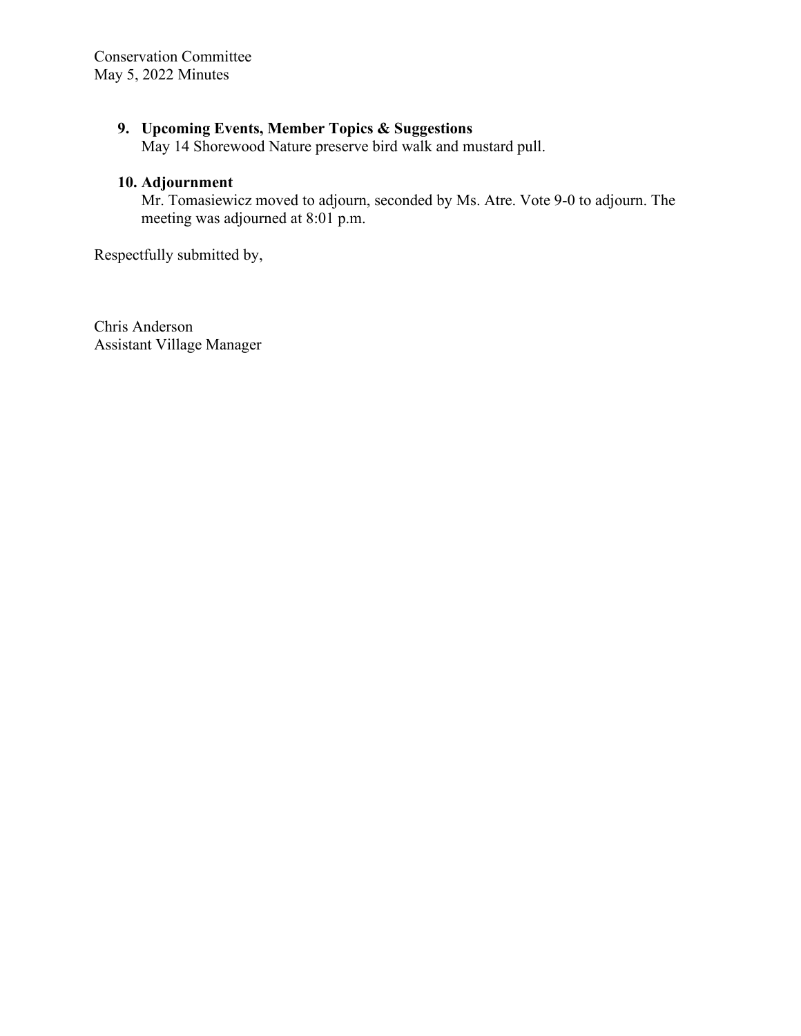9. **Upcoming Events, Member Topics & Suggestions**
   May 14 Shorewood Nature preserve bird walk and mustard pull.

10. **Adjournment**
    Mr. Tomasiewicz moved to adjourn, seconded by Ms. Atre. Vote 9-0 to adjourn. The meeting was adjourned at 8:01 p.m.

Respectfully submitted by,

Chris Anderson
Assistant Village Manager